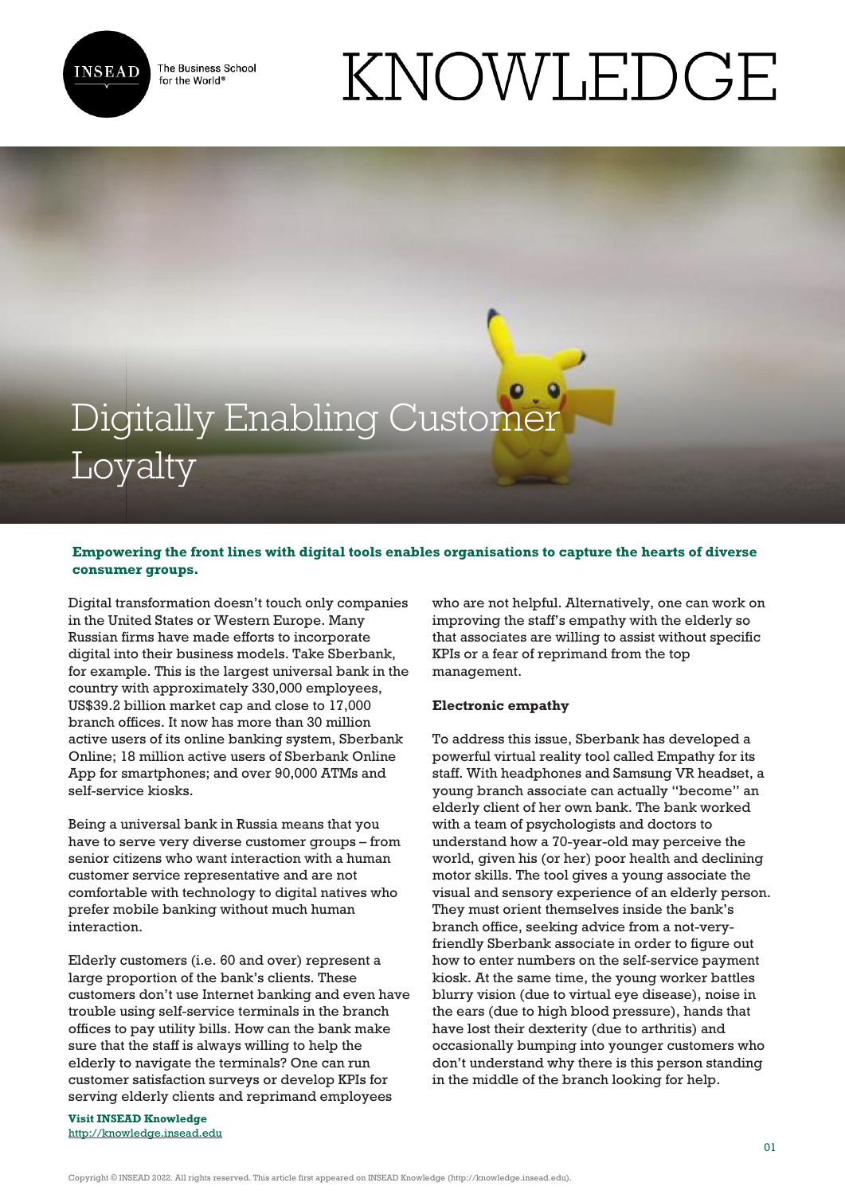# Digitally Enabling Customer Loyalty

**Empowering the front lines with digital tools enables organisations to capture the hearts of diverse consumer groups.**

Digital transformation doesn't touch only companies in the United States or Western Europe. Many Russian firms have made efforts to incorporate digital into their business models. Take Sberbank, for example. This is the largest universal bank in the country with approximately 330,000 employees, US$39.2 billion market cap and close to 17,000 branch offices. It now has more than 30 million active users of its online banking system, Sberbank Online; 18 million active users of Sberbank Online App for smartphones; and over 90,000 ATMs and self-service kiosks.

Being a universal bank in Russia means that you have to serve very diverse customer groups – from senior citizens who want interaction with a human customer service representative and are not comfortable with technology to digital natives who prefer mobile banking without much human interaction.

Elderly customers (i.e. 60 and over) represent a large proportion of the bank's clients. These customers don't use Internet banking and even have trouble using self-service terminals in the branch offices to pay utility bills. How can the bank make sure that the staff is always willing to help the elderly to navigate the terminals? One can run customer satisfaction surveys or develop KPIs for serving elderly clients and reprimand employees who are not helpful. Alternatively, one can work on improving the staff's empathy with the elderly so that associates are willing to assist without specific KPIs or a fear of reprimand from the top management.

### Electronic empathy

To address this issue, Sberbank has developed a powerful virtual reality tool called Empathy for its staff. With headphones and Samsung VR headset, a young branch associate can actually "become" an elderly client of her own bank. The bank worked with a team of psychologists and doctors to understand how a 70-year-old may perceive the world, given his (or her) poor health and declining motor skills. The tool gives a young associate the visual and sensory experience of an elderly person. They must orient themselves inside the bank's branch office, seeking advice from a not-very-friendly Sberbank associate in order to figure out how to enter numbers on the self-service payment kiosk. At the same time, the young worker battles blurry vision (due to virtual eye disease), noise in the ears (due to high blood pressure), hands that have lost their dexterity (due to arthritis) and occasionally bumping into younger customers who don't understand why there is this person standing in the middle of the branch looking for help.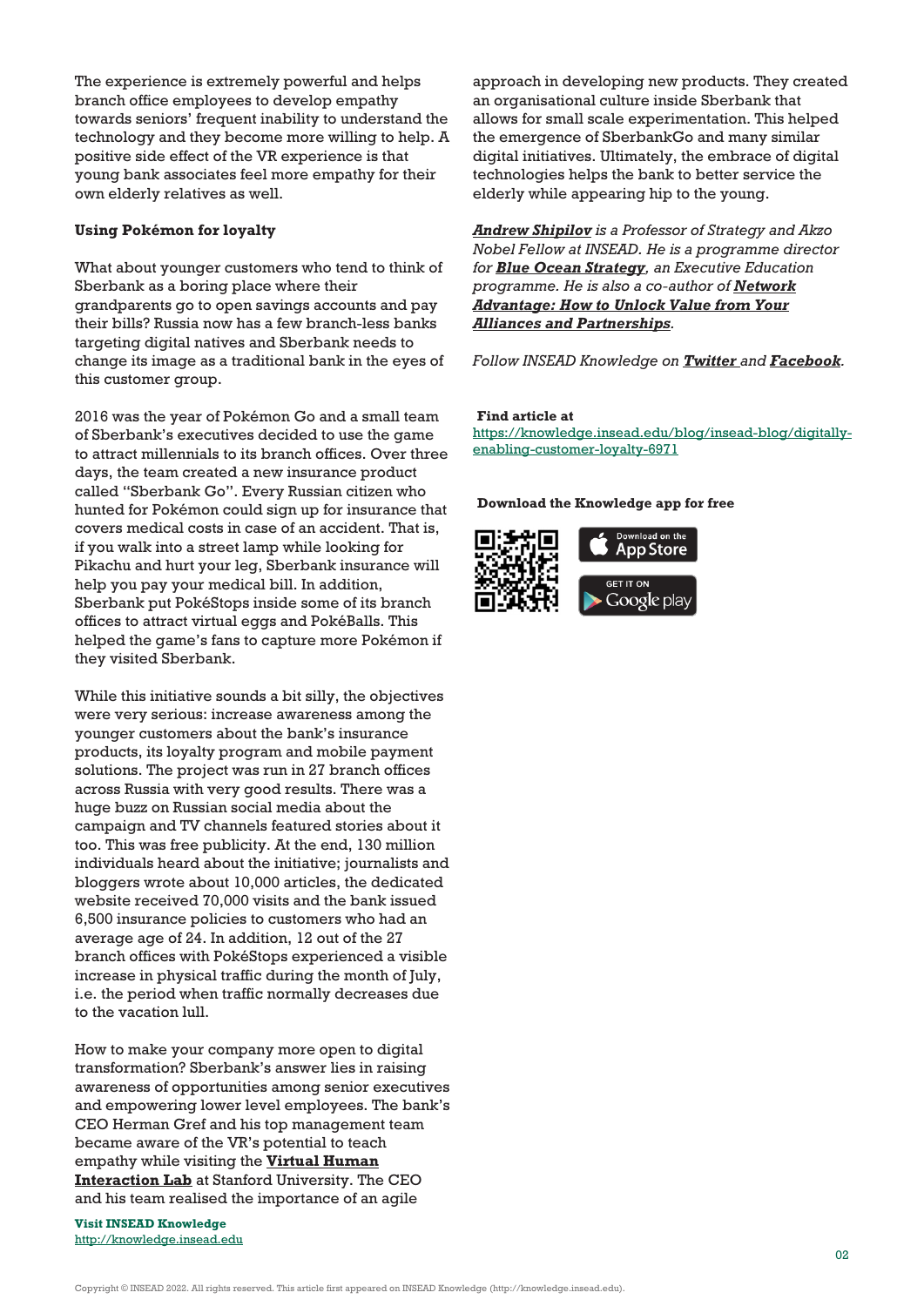The experience is extremely powerful and helps branch office employees to develop empathy towards seniors' frequent inability to understand the technology and they become more willing to help. A positive side effect of the VR experience is that young bank associates feel more empathy for their own elderly relatives as well.

**Using Pokémon for loyalty**

What about younger customers who tend to think of Sberbank as a boring place where their grandparents go to open savings accounts and pay their bills? Russia now has a few branch-less banks targeting digital natives and Sberbank needs to change its image as a traditional bank in the eyes of this customer group.

2016 was the year of Pokémon Go and a small team of Sberbank's executives decided to use the game to attract millennials to its branch offices. Over three days, the team created a new insurance product called "Sberbank Go". Every Russian citizen who hunted for Pokémon could sign up for insurance that covers medical costs in case of an accident. That is, if you walk into a street lamp while looking for Pikachu and hurt your leg, Sberbank insurance will help you pay your medical bill. In addition, Sberbank put PokéStops inside some of its branch offices to attract virtual eggs and PokéBalls. This helped the game's fans to capture more Pokémon if they visited Sberbank.

While this initiative sounds a bit silly, the objectives were very serious: increase awareness among the younger customers about the bank's insurance products, its loyalty program and mobile payment solutions. The project was run in 27 branch offices across Russia with very good results. There was a huge buzz on Russian social media about the campaign and TV channels featured stories about it too. This was free publicity. At the end, 130 million individuals heard about the initiative; journalists and bloggers wrote about 10,000 articles, the dedicated website received 70,000 visits and the bank issued 6,500 insurance policies to customers who had an average age of 24. In addition, 12 out of the 27 branch offices with PokéStops experienced a visible increase in physical traffic during the month of July, i.e. the period when traffic normally decreases due to the vacation lull.

How to make your company more open to digital transformation? Sberbank's answer lies in raising awareness of opportunities among senior executives and empowering lower level employees. The bank's CEO Herman Gref and his top management team became aware of the VR's potential to teach empathy while visiting the **Virtual Human Interaction Lab** at Stanford University. The CEO and his team realised the importance of an agile approach in developing new products. They created an organisational culture inside Sberbank that allows for small scale experimentation. This helped the emergence of SberbankGo and many similar digital initiatives. Ultimately, the embrace of digital technologies helps the bank to better service the elderly while appearing hip to the young.

***Andrew Shipilov*** *is a Professor of Strategy and Akzo Nobel Fellow at INSEAD. He is a programme director for* ***Blue Ocean Strategy****, an Executive Education programme. He is also a co-author of* ***Network Advantage: How to Unlock Value from Your Alliances and Partnerships****.*

*Follow INSEAD Knowledge on* ***Twitter*** *and* ***Facebook****.*

**Find article at**
https://knowledge.insead.edu/blog/insead-blog/digitally-enabling-customer-loyalty-6971

**Download the Knowledge app for free**

**Visit INSEAD Knowledge**
http://knowledge.insead.edu